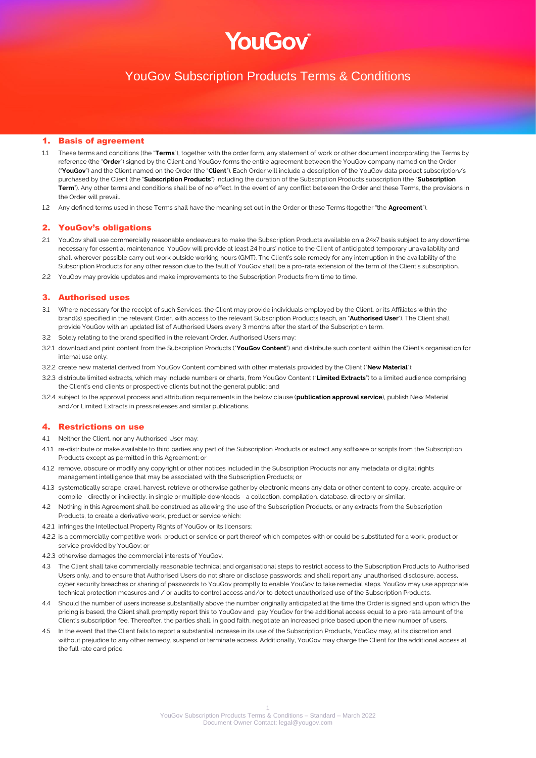# YouGov Subscription Products Terms & Conditions

## 1. Basis of agreement

1.1 These terms and conditions (the "**Terms**"), together with the order form, any statement of work or other document incorporating the Terms by reference (the "**Order**") signed by the Client and YouGov forms the entire agreement between the YouGov company named on the Order ("**YouGov**") and the Client named on the Order (the "**Client**"). Each Order will include a description of the YouGov data product subscription/s purchased by the Client (the "**Subscription Products**") including the duration of the Subscription Products subscription (the "**Subscription Term**"). Any other terms and conditions shall be of no effect. In the event of any conflict between the Order and these Terms, the provisions in the Order will prevail.

1.2 Any defined terms used in these Terms shall have the meaning set out in the Order or these Terms (together "the **Agreement**").

## 2. YouGov's obligations

2.1 YouGov shall use commercially reasonable endeavours to make the Subscription Products available on a 24x7 basis subject to any downtime necessary for essential maintenance. YouGov will provide at least 24 hours' notice to the Client of anticipated temporary unavailability and shall wherever possible carry out work outside working hours (GMT). The Client's sole remedy for any interruption in the availability of the Subscription Products for any other reason due to the fault of YouGov shall be a pro-rata extension of the term of the Client's subscription.

2.2 YouGov may provide updates and make improvements to the Subscription Products from time to time.

## 3. Authorised uses

3.1 Where necessary for the receipt of such Services, the Client may provide individuals employed by the Client, or its Affiliates within the brand(s) specified in the relevant Order, with access to the relevant Subscription Products (each, an "**Authorised User**"). The Client shall provide YouGov with an updated list of Authorised Users every 3 months after the start of the Subscription term.

3.2 Solely relating to the brand specified in the relevant Order, Authorised Users may:

3.2.1 download and print content from the Subscription Products ("**YouGov Content**") and distribute such content within the Client's organisation for internal use only;

3.2.2 create new material derived from YouGov Content combined with other materials provided by the Client ("**New Material**");

3.2.3 distribute limited extracts, which may include numbers or charts, from YouGov Content ("**Limited Extracts**") to a limited audience comprising the Client's end clients or prospective clients but not the general public; and

3.2.4 subject to the approval process and attribution requirements in the below clause (**publication approval service**), publish New Material and/or Limited Extracts in press releases and similar publications.

## 4. Restrictions on use

4.1 Neither the Client, nor any Authorised User may:

4.1.1 re-distribute or make available to third parties any part of the Subscription Products or extract any software or scripts from the Subscription Products except as permitted in this Agreement; or

4.1.2 remove, obscure or modify any copyright or other notices included in the Subscription Products nor any metadata or digital rights management intelligence that may be associated with the Subscription Products; or

4.1.3 systematically scrape, crawl, harvest, retrieve or otherwise gather by electronic means any data or other content to copy, create, acquire or compile - directly or indirectly, in single or multiple downloads - a collection, compilation, database, directory or similar.

4.2 Nothing in this Agreement shall be construed as allowing the use of the Subscription Products, or any extracts from the Subscription Products, to create a derivative work, product or service which:

4.2.1 infringes the Intellectual Property Rights of YouGov or its licensors;

4.2.2 is a commercially competitive work, product or service or part thereof which competes with or could be substituted for a work, product or service provided by YouGov; or

4.2.3 otherwise damages the commercial interests of YouGov.

4.3 The Client shall take commercially reasonable technical and organisational steps to restrict access to the Subscription Products to Authorised Users only, and to ensure that Authorised Users do not share or disclose passwords; and shall report any unauthorised disclosure, access, cyber security breaches or sharing of passwords to YouGov promptly to enable YouGov to take remedial steps. YouGov may use appropriate technical protection measures and / or audits to control access and/or to detect unauthorised use of the Subscription Products.

4.4 Should the number of users increase substantially above the number originally anticipated at the time the Order is signed and upon which the pricing is based, the Client shall promptly report this to YouGov and pay YouGov for the additional access equal to a pro rata amount of the Client's subscription fee. Thereafter, the parties shall, in good faith, negotiate an increased price based upon the new number of users.

4.5 In the event that the Client fails to report a substantial increase in its use of the Subscription Products, YouGov may, at its discretion and without prejudice to any other remedy, suspend or terminate access. Additionally, YouGov may charge the Client for the additional access at the full rate card price.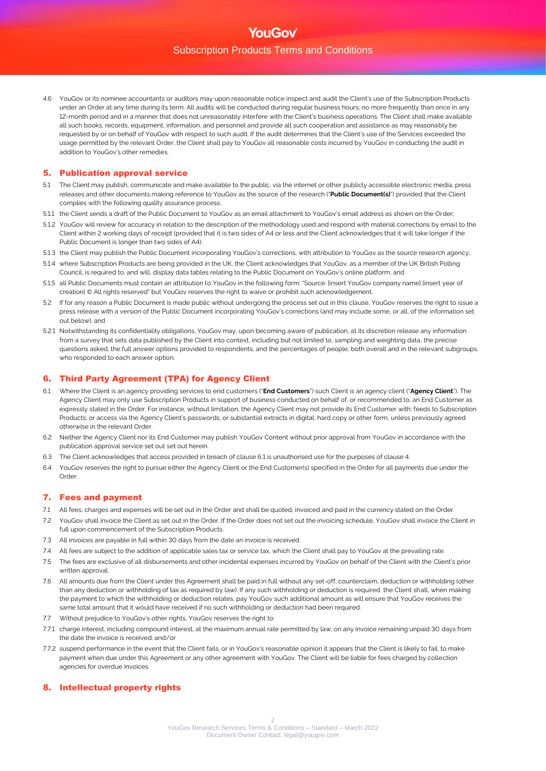4.6 YouGov or its nominee accountants or auditors may upon reasonable notice inspect and audit the Client's use of the Subscription Products under an Order at any time during its term. All audits will be conducted during regular business hours, no more frequently than once in any 12-month period and in a manner that does not unreasonably interfere with the Client's business operations. The Client shall make available all such books, records, equipment, information, and personnel and provide all such cooperation and assistance as may reasonably be requested by or on behalf of YouGov with respect to such audit. If the audit determines that the Client's use of the Services exceeded the usage permitted by the relevant Order, the Client shall pay to YouGov all reasonable costs incurred by YouGov in conducting the audit in addition to YouGov's other remedies.

## 5. Publication approval service

5.1 The Client may publish, communicate and make available to the public, via the internet or other publicly accessible electronic media, press releases and other documents making reference to YouGov as the source of the research ("**Public Document(s)**") provided that the Client complies with the following quality assurance process:

5.1.1 the Client sends a draft of the Public Document to YouGov as an email attachment to YouGov's email address as shown on the Order;

5.1.2 YouGov will review for accuracy in relation to the description of the methodology used and respond with material corrections by email to the Client within 2 working days of receipt (provided that it is two sides of A4 or less and the Client acknowledges that it will take longer if the Public Document is longer than two sides of A4);

5.1.3 the Client may publish the Public Document incorporating YouGov's corrections, with attribution to YouGov as the source research agency;

5.1.4 where Subscription Products are being provided in the UK, the Client acknowledges that YouGov, as a member of the UK British Polling Council, is required to, and will, display data tables relating to the Public Document on YouGov's online platform; and

5.1.5 all Public Documents must contain an attribution to YouGov in the following form: "Source: [insert YouGov company name] [insert year of creation] © All rights reserved" but YouGov reserves the right to waive or prohibit such acknowledgement.

5.2 If for any reason a Public Document is made public without undergoing the process set out in this clause, YouGov reserves the right to issue a press release with a version of the Public Document incorporating YouGov's corrections (and may include some, or all, of the information set out below); and

5.2.1 Notwithstanding its confidentiality obligations, YouGov may, upon becoming aware of publication, at its discretion release any information from a survey that sets data published by the Client into context, including but not limited to, sampling and weighting data, the precise questions asked, the full answer options provided to respondents, and the percentages of people, both overall and in the relevant subgroups, who responded to each answer option.

## 6. Third Party Agreement (TPA) for Agency Client

6.1 Where the Client is an agency providing services to end customers ("**End Customers**") such Client is an agency client ("**Agency Client**"). The Agency Client may only use Subscription Products in support of business conducted on behalf of, or recommended to, an End Customer as expressly stated in the Order. For instance, without limitation, the Agency Client may not provide its End Customer with: feeds to Subscription Products; or access via the Agency Client's passwords; or substantial extracts in digital, hard copy or other form, unless previously agreed otherwise in the relevant Order.

6.2 Neither the Agency Client nor its End Customer may publish YouGov Content without prior approval from YouGov in accordance with the publication approval service set out set out herein.

6.3 The Client acknowledges that access provided in breach of clause 6.1 is unauthorised use for the purposes of clause 4.

6.4 YouGov reserves the right to pursue either the Agency Client or the End Customer(s) specified in the Order for all payments due under the Order.

## 7. Fees and payment

7.1 All fees, charges and expenses will be set out in the Order and shall be quoted, invoiced and paid in the currency stated on the Order.

7.2 YouGov shall invoice the Client as set out in the Order. If the Order does not set out the invoicing schedule, YouGov shall invoice the Client in full upon commencement of the Subscription Products.

7.3 All invoices are payable in full within 30 days from the date an invoice is received.

7.4 All fees are subject to the addition of applicable sales tax or service tax, which the Client shall pay to YouGov at the prevailing rate.

7.5 The fees are exclusive of all disbursements and other incidental expenses incurred by YouGov on behalf of the Client with the Client's prior written approval.

7.6 All amounts due from the Client under this Agreement shall be paid in full without any set-off, counterclaim, deduction or withholding (other than any deduction or withholding of tax as required by law). If any such withholding or deduction is required, the Client shall, when making the payment to which the withholding or deduction relates, pay YouGov such additional amount as will ensure that YouGov receives the same total amount that it would have received if no such withholding or deduction had been required.

7.7 Without prejudice to YouGov's other rights, YouGov reserves the right to:

7.7.1 charge interest, including compound interest, at the maximum annual rate permitted by law, on any invoice remaining unpaid 30 days from the date the invoice is received; and/or

7.7.2 suspend performance in the event that the Client fails, or in YouGov's reasonable opinion it appears that the Client is likely to fail, to make payment when due under this Agreement or any other agreement with YouGov. The Client will be liable for fees charged by collection agencies for overdue invoices.

## 8. Intellectual property rights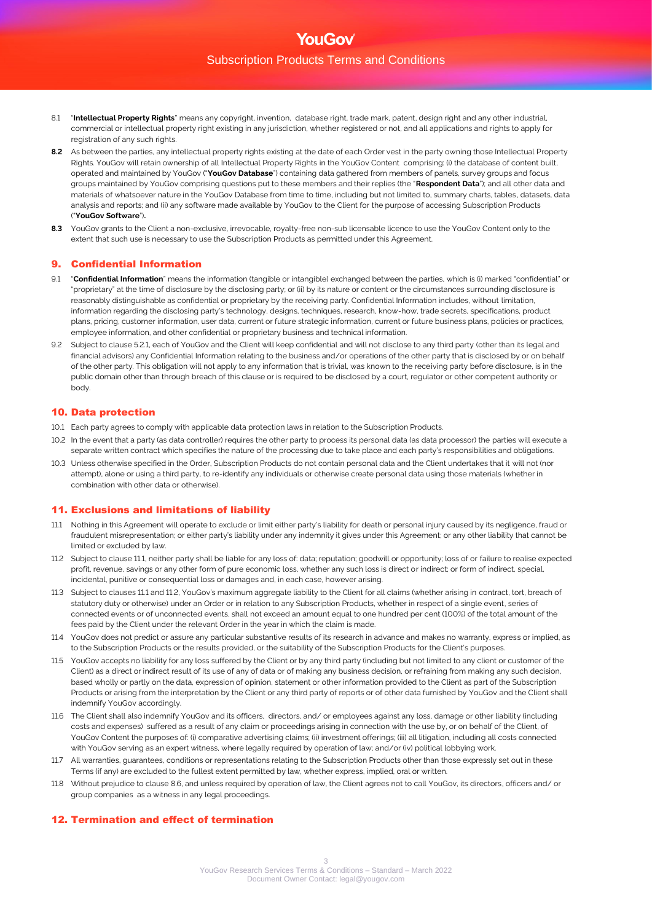8.1 "**Intellectual Property Rights**" means any copyright, invention, database right, trade mark, patent, design right and any other industrial, commercial or intellectual property right existing in any jurisdiction, whether registered or not, and all applications and rights to apply for registration of any such rights.

**8.2** As between the parties, any intellectual property rights existing at the date of each Order vest in the party owning those Intellectual Property Rights. YouGov will retain ownership of all Intellectual Property Rights in the YouGov Content comprising: (i) the database of content built, operated and maintained by YouGov ("**YouGov Database**") containing data gathered from members of panels, survey groups and focus groups maintained by YouGov comprising questions put to these members and their replies (the "**Respondent Data**"); and all other data and materials of whatsoever nature in the YouGov Database from time to time, including but not limited to, summary charts, tables, datasets, data analysis and reports; and (ii) any software made available by YouGov to the Client for the purpose of accessing Subscription Products ("**YouGov Software**").

**8.3** YouGov grants to the Client a non-exclusive, irrevocable, royalty-free non-sub licensable licence to use the YouGov Content only to the extent that such use is necessary to use the Subscription Products as permitted under this Agreement.

## 9. Confidential Information

9.1 "**Confidential Information**" means the information (tangible or intangible) exchanged between the parties, which is (i) marked "confidential" or "proprietary" at the time of disclosure by the disclosing party; or (ii) by its nature or content or the circumstances surrounding disclosure is reasonably distinguishable as confidential or proprietary by the receiving party. Confidential Information includes, without limitation, information regarding the disclosing party's technology, designs, techniques, research, know-how, trade secrets, specifications, product plans, pricing, customer information, user data, current or future strategic information, current or future business plans, policies or practices, employee information, and other confidential or proprietary business and technical information.

9.2 Subject to clause 5.2.1, each of YouGov and the Client will keep confidential and will not disclose to any third party (other than its legal and financial advisors) any Confidential Information relating to the business and/or operations of the other party that is disclosed by or on behalf of the other party. This obligation will not apply to any information that is trivial, was known to the receiving party before disclosure, is in the public domain other than through breach of this clause or is required to be disclosed by a court, regulator or other competent authority or body.

## 10. Data protection

10.1 Each party agrees to comply with applicable data protection laws in relation to the Subscription Products.

10.2 In the event that a party (as data controller) requires the other party to process its personal data (as data processor) the parties will execute a separate written contract which specifies the nature of the processing due to take place and each party's responsibilities and obligations.

10.3 Unless otherwise specified in the Order, Subscription Products do not contain personal data and the Client undertakes that it will not (nor attempt), alone or using a third party, to re-identify any individuals or otherwise create personal data using those materials (whether in combination with other data or otherwise).

## 11. Exclusions and limitations of liability

11.1 Nothing in this Agreement will operate to exclude or limit either party's liability for death or personal injury caused by its negligence, fraud or fraudulent misrepresentation; or either party's liability under any indemnity it gives under this Agreement; or any other liability that cannot be limited or excluded by law.

11.2 Subject to clause 11.1, neither party shall be liable for any loss of: data; reputation; goodwill or opportunity; loss of or failure to realise expected profit, revenue, savings or any other form of pure economic loss, whether any such loss is direct or indirect; or form of indirect, special, incidental, punitive or consequential loss or damages and, in each case, however arising.

11.3 Subject to clauses 11.1 and 11.2, YouGov's maximum aggregate liability to the Client for all claims (whether arising in contract, tort, breach of statutory duty or otherwise) under an Order or in relation to any Subscription Products, whether in respect of a single event, series of connected events or of unconnected events, shall not exceed an amount equal to one hundred per cent (100%) of the total amount of the fees paid by the Client under the relevant Order in the year in which the claim is made.

11.4 YouGov does not predict or assure any particular substantive results of its research in advance and makes no warranty, express or implied, as to the Subscription Products or the results provided, or the suitability of the Subscription Products for the Client's purposes.

11.5 YouGov accepts no liability for any loss suffered by the Client or by any third party (including but not limited to any client or customer of the Client) as a direct or indirect result of its use of any of data or of making any business decision, or refraining from making any such decision, based wholly or partly on the data, expression of opinion, statement or other information provided to the Client as part of the Subscription Products or arising from the interpretation by the Client or any third party of reports or of other data furnished by YouGov and the Client shall indemnify YouGov accordingly.

11.6 The Client shall also indemnify YouGov and its officers, directors, and/ or employees against any loss, damage or other liability (including costs and expenses) suffered as a result of any claim or proceedings arising in connection with the use by, or on behalf of the Client, of YouGov Content the purposes of: (i) comparative advertising claims; (ii) investment offerings; (iii) all litigation, including all costs connected with YouGov serving as an expert witness, where legally required by operation of law; and/or (iv) political lobbying work.

11.7 All warranties, guarantees, conditions or representations relating to the Subscription Products other than those expressly set out in these Terms (if any) are excluded to the fullest extent permitted by law, whether express, implied, oral or written.

11.8 Without prejudice to clause 8.6, and unless required by operation of law, the Client agrees not to call YouGov, its directors, officers and/ or group companies as a witness in any legal proceedings.

## 12. Termination and effect of termination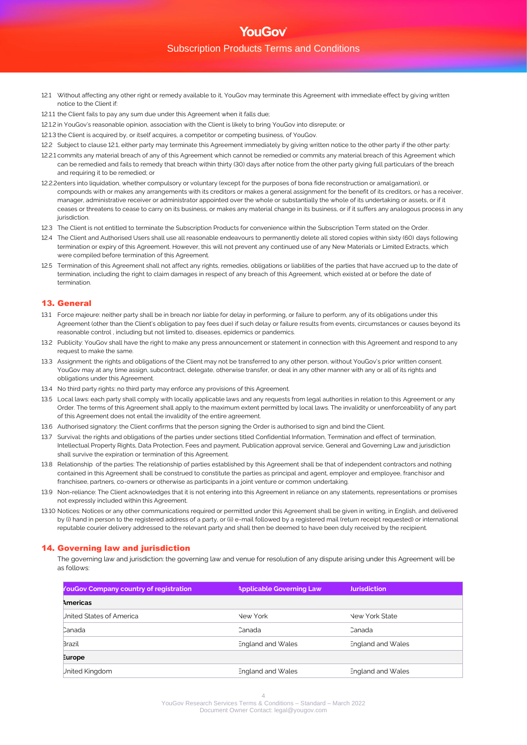12.1 Without affecting any other right or remedy available to it, YouGov may terminate this Agreement with immediate effect by giving written notice to the Client if:

12.1.1 the Client fails to pay any sum due under this Agreement when it falls due;

12.1.2 in YouGov's reasonable opinion, association with the Client is likely to bring YouGov into disrepute; or

12.1.3 the Client is acquired by, or itself acquires, a competitor or competing business, of YouGov.

12.2 Subject to clause 12.1, either party may terminate this Agreement immediately by giving written notice to the other party if the other party:

12.2.1 commits any material breach of any of this Agreement which cannot be remedied or commits any material breach of this Agreement which can be remedied and fails to remedy that breach within thirty (30) days after notice from the other party giving full particulars of the breach and requiring it to be remedied; or

12.2.2 enters into liquidation, whether compulsory or voluntary (except for the purposes of bona fide reconstruction or amalgamation), or compounds with or makes any arrangements with its creditors or makes a general assignment for the benefit of its creditors, or has a receiver, manager, administrative receiver or administrator appointed over the whole or substantially the whole of its undertaking or assets, or if it ceases or threatens to cease to carry on its business, or makes any material change in its business, or if it suffers any analogous process in any jurisdiction.

12.3 The Client is not entitled to terminate the Subscription Products for convenience within the Subscription Term stated on the Order.

12.4 The Client and Authorised Users shall use all reasonable endeavours to permanently delete all stored copies within sixty (60) days following termination or expiry of this Agreement. However, this will not prevent any continued use of any New Materials or Limited Extracts, which were compiled before termination of this Agreement.

12.5 Termination of this Agreement shall not affect any rights, remedies, obligations or liabilities of the parties that have accrued up to the date of termination, including the right to claim damages in respect of any breach of this Agreement, which existed at or before the date of termination.

## 13. General

13.1 Force majeure: neither party shall be in breach nor liable for delay in performing, or failure to perform, any of its obligations under this Agreement (other than the Client's obligation to pay fees due) if such delay or failure results from events, circumstances or causes beyond its reasonable control , including but not limited to, diseases, epidemics or pandemics.

13.2 Publicity: YouGov shall have the right to make any press announcement or statement in connection with this Agreement and respond to any request to make the same.

13.3 Assignment: the rights and obligations of the Client may not be transferred to any other person, without YouGov's prior written consent. YouGov may at any time assign, subcontract, delegate, otherwise transfer, or deal in any other manner with any or all of its rights and obligations under this Agreement.

13.4 No third party rights: no third party may enforce any provisions of this Agreement.

13.5 Local laws: each party shall comply with locally applicable laws and any requests from legal authorities in relation to this Agreement or any Order. The terms of this Agreement shall apply to the maximum extent permitted by local laws. The invalidity or unenforceability of any part of this Agreement does not entail the invalidity of the entire agreement.

13.6 Authorised signatory: the Client confirms that the person signing the Order is authorised to sign and bind the Client.

13.7 Survival: the rights and obligations of the parties under sections titled Confidential Information, Termination and effect of termination, Intellectual Property Rights, Data Protection, Fees and payment, Publication approval service, General and Governing Law and jurisdiction shall survive the expiration or termination of this Agreement.

13.8 Relationship of the parties: The relationship of parties established by this Agreement shall be that of independent contractors and nothing contained in this Agreement shall be construed to constitute the parties as principal and agent, employer and employee, franchisor and franchisee, partners, co-owners or otherwise as participants in a joint venture or common undertaking.

13.9 Non-reliance: The Client acknowledges that it is not entering into this Agreement in reliance on any statements, representations or promises not expressly included within this Agreement.

13.10 Notices: Notices or any other communications required or permitted under this Agreement shall be given in writing, in English, and delivered by (i) hand in person to the registered address of a party, or (ii) e-mail followed by a registered mail (return receipt requested) or international reputable courier delivery addressed to the relevant party and shall then be deemed to have been duly received by the recipient.

## 14. Governing law and jurisdiction

The governing law and jurisdiction: the governing law and venue for resolution of any dispute arising under this Agreement will be as follows:

| YouGov Company country of registration | Applicable Governing Law | Jurisdiction |
|---|---|---|
| **Americas** | | |
| United States of America | New York | New York State |
| Canada | Canada | Canada |
| Brazil | England and Wales | England and Wales |
| **Europe** | | |
| United Kingdom | England and Wales | England and Wales |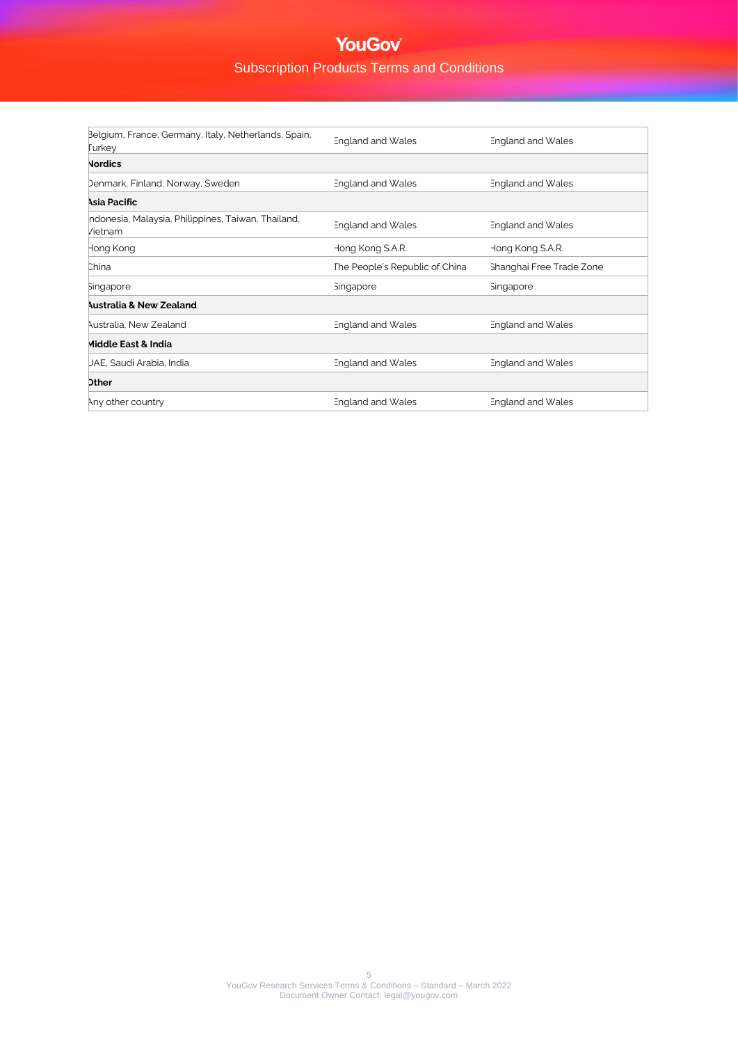| | | |
|---|---|---|
| Belgium, France, Germany, Italy, Netherlands, Spain, Turkey | England and Wales | England and Wales |
| **Nordics** | | |
| Denmark, Finland, Norway, Sweden | England and Wales | England and Wales |
| **Asia Pacific** | | |
| Indonesia, Malaysia, Philippines, Taiwan, Thailand, Vietnam | England and Wales | England and Wales |
| Hong Kong | Hong Kong S.A.R. | Hong Kong S.A.R. |
| China | The People's Republic of China | Shanghai Free Trade Zone |
| Singapore | Singapore | Singapore |
| **Australia & New Zealand** | | |
| Australia, New Zealand | England and Wales | England and Wales |
| **Middle East & India** | | |
| UAE, Saudi Arabia, India | England and Wales | England and Wales |
| **Other** | | |
| Any other country | England and Wales | England and Wales |